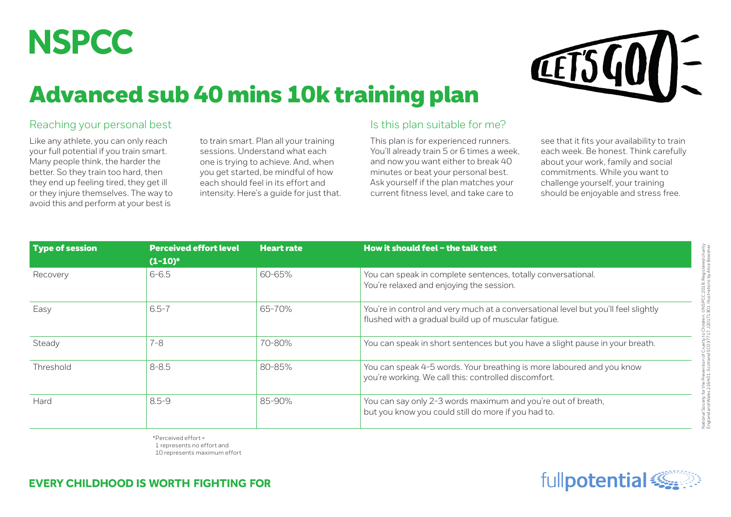# NSPCC

# Advanced sub 40 mins 10k training plan

## Reaching your personal best

Like any athlete, you can only reach your full potential if you train smart. Many people think, the harder the better. So they train too hard, then they end up feeling tired, they get ill or they injure themselves. The way to avoid this and perform at your best is to train smart. Plan all your training sessions. Understand what each one is trying to achieve. And, when you get started, be mindful of how each should feel in its effort and intensity. Here's a guide for just that.

## Is this plan suitable for me?

This plan is for experienced runners. You'll already train 5 or 6 times a week, and now you want either to break 40 minutes or beat your personal best. Ask yourself if the plan matches your current fitness level, and take care to see that it fits your availability to train each week. Be honest. Think carefully about your work, family and social commitments. While you want to challenge yourself, your training should be enjoyable and stress free.

| Type of session | Perceived effort level (1-10)* | Heart rate | How it should feel – the talk test |
|---|---|---|---|
| Recovery | 6-6.5 | 60-65% | You can speak in complete sentences, totally conversational. You're relaxed and enjoying the session. |
| Easy | 6.5-7 | 65-70% | You're in control and very much at a conversational level but you'll feel slightly flushed with a gradual build up of muscular fatigue. |
| Steady | 7-8 | 70-80% | You can speak in short sentences but you have a slight pause in your breath. |
| Threshold | 8-8.5 | 80-85% | You can speak 4-5 words. Your breathing is more laboured and you know you're working. We call this: controlled discomfort. |
| Hard | 8.5-9 | 85-90% | You can say only 2-3 words maximum and you're out of breath, but you know you could still do more if you had to. |

*Perceived effort =
1 represents no effort and
10 represents maximum effort

National Society for the Prevention of Cruelty to Children. ©NSPCC 2018. Registered charity England and Wales 216401. Scotland SC037717. J20171301. Illustrations by Alice Bowsher.

**EVERY CHILDHOOD IS WORTH FIGHTING FOR**

fullpotential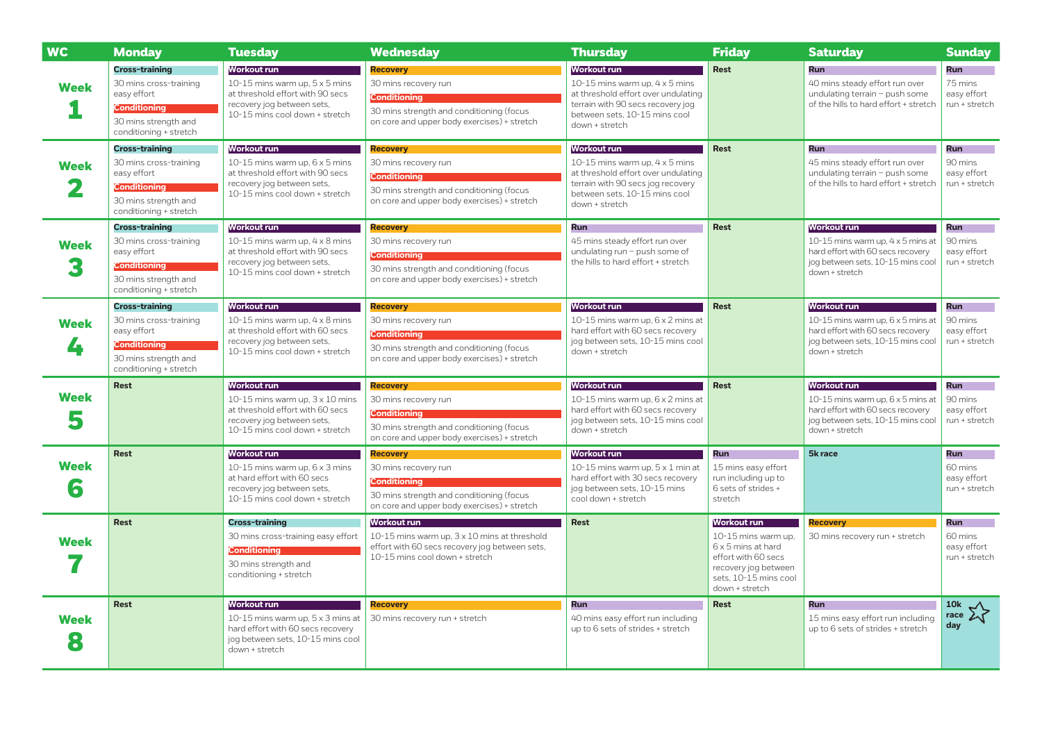| WC | Monday | Tuesday | Wednesday | Thursday | Friday | Saturday | Sunday |
|---|---|---|---|---|---|---|---|
| Week 1 | **Cross-training** 30 mins cross-training easy effort **Conditioning** 30 mins strength and conditioning + stretch | **Workout run** 10-15 mins warm up, 5 x 5 mins at threshold effort with 90 secs recovery jog between sets, 10-15 mins cool down + stretch | **Recovery** 30 mins recovery run **Conditioning** 30 mins strength and conditioning (focus on core and upper body exercises) + stretch | **Workout run** 10-15 mins warm up, 4 x 5 mins at threshold effort over undulating terrain with 90 secs recovery jog between sets, 10-15 mins cool down + stretch | **Rest** | **Run** 40 mins steady effort run over undulating terrain – push some of the hills to hard effort + stretch | **Run** 75 mins easy effort run + stretch |
| Week 2 | **Cross-training** 30 mins cross-training easy effort **Conditioning** 30 mins strength and conditioning + stretch | **Workout run** 10-15 mins warm up, 6 x 5 mins at threshold effort with 90 secs recovery jog between sets, 10-15 mins cool down + stretch | **Recovery** 30 mins recovery run **Conditioning** 30 mins strength and conditioning (focus on core and upper body exercises) + stretch | **Workout run** 10-15 mins warm up, 4 x 5 mins at threshold effort over undulating terrain with 90 secs jog recovery between sets, 10-15 mins cool down + stretch | **Rest** | **Run** 45 mins steady effort run over undulating terrain – push some of the hills to hard effort + stretch | **Run** 90 mins easy effort run + stretch |
| Week 3 | **Cross-training** 30 mins cross-training easy effort **Conditioning** 30 mins strength and conditioning + stretch | **Workout run** 10-15 mins warm up, 4 x 8 mins at threshold effort with 90 secs recovery jog between sets, 10-15 mins cool down + stretch | **Recovery** 30 mins recovery run **Conditioning** 30 mins strength and conditioning (focus on core and upper body exercises) + stretch | **Run** 45 mins steady effort run over undulating run – push some of the hills to hard effort + stretch | **Rest** | **Workout run** 10-15 mins warm up, 4 x 5 mins at hard effort with 60 secs recovery jog between sets, 10-15 mins cool down + stretch | **Run** 90 mins easy effort run + stretch |
| Week 4 | **Cross-training** 30 mins cross-training easy effort **Conditioning** 30 mins strength and conditioning + stretch | **Workout run** 10-15 mins warm up, 4 x 8 mins at threshold effort with 60 secs recovery jog between sets, 10-15 mins cool down + stretch | **Recovery** 30 mins recovery run **Conditioning** 30 mins strength and conditioning (focus on core and upper body exercises) + stretch | **Workout run** 10-15 mins warm up, 6 x 2 mins at hard effort with 60 secs recovery jog between sets, 10-15 mins cool down + stretch | **Rest** | **Workout run** 10-15 mins warm up, 6 x 5 mins at hard effort with 60 secs recovery jog between sets, 10-15 mins cool down + stretch | **Run** 90 mins easy effort run + stretch |
| Week 5 | **Rest** | **Workout run** 10-15 mins warm up, 3 x 10 mins at threshold effort with 60 secs recovery jog between sets, 10-15 mins cool down + stretch | **Recovery** 30 mins recovery run **Conditioning** 30 mins strength and conditioning (focus on core and upper body exercises) + stretch | **Workout run** 10-15 mins warm up, 6 x 2 mins at hard effort with 60 secs recovery jog between sets, 10-15 mins cool down + stretch | **Rest** | **Workout run** 10-15 mins warm up, 6 x 5 mins at hard effort with 60 secs recovery jog between sets, 10-15 mins cool down + stretch | **Run** 90 mins easy effort run + stretch |
| Week 6 | **Rest** | **Workout run** 10-15 mins warm up, 6 x 3 mins at hard effort with 60 secs recovery jog between sets, 10-15 mins cool down + stretch | **Recovery** 30 mins recovery run **Conditioning** 30 mins strength and conditioning (focus on core and upper body exercises) + stretch | **Workout run** 10-15 mins warm up, 5 x 1 min at hard effort with 30 secs recovery jog between sets, 10-15 mins cool down + stretch | **Run** 15 mins easy effort run including up to 6 sets of strides + stretch | **5k race** | **Run** 60 mins easy effort run + stretch |
| Week 7 | **Rest** | **Cross-training** 30 mins cross-training easy effort **Conditioning** 30 mins strength and conditioning + stretch | **Workout run** 10-15 mins warm up, 3 x 10 mins at threshold effort with 60 secs recovery jog between sets, 10-15 mins cool down + stretch | **Rest** | **Workout run** 10-15 mins warm up, 6 x 5 mins at hard effort with 60 secs recovery jog between sets, 10-15 mins cool down + stretch | **Recovery** 30 mins recovery run + stretch | **Run** 60 mins easy effort run + stretch |
| Week 8 | **Rest** | **Workout run** 10-15 mins warm up, 5 x 3 mins at hard effort with 60 secs recovery jog between sets, 10-15 mins cool down + stretch | **Recovery** 30 mins recovery run + stretch | **Run** 40 mins easy effort run including up to 6 sets of strides + stretch | **Rest** | **Run** 15 mins easy effort run including up to 6 sets of strides + stretch | **10k race day** |